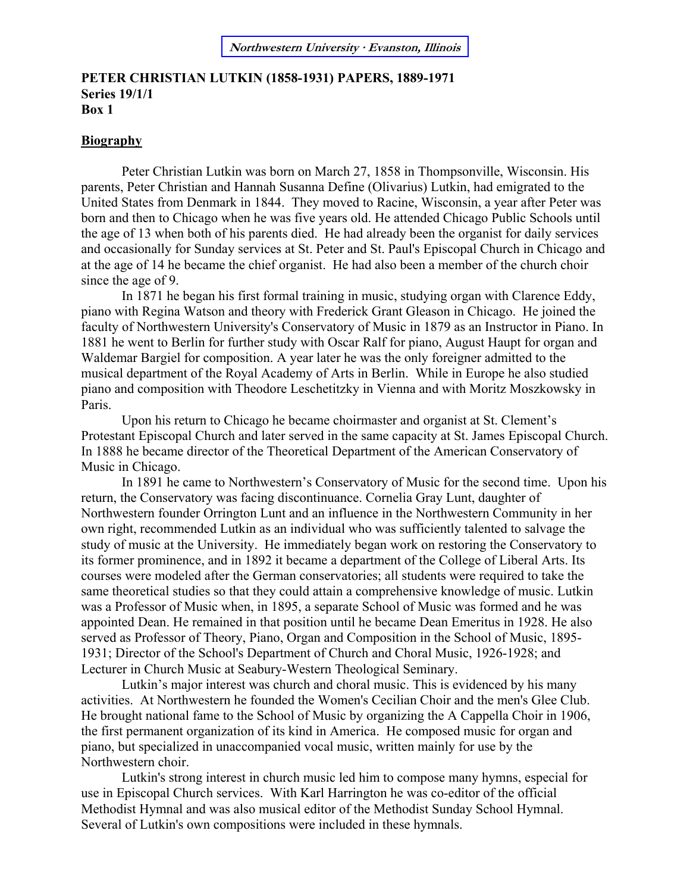**Northwestern University · Evanston, Illinois**

# PETER CHRISTIAN LUTKIN (1858-1931) PAPERS, 1889-1971
**Series 19/1/1**
**Box 1**

## Biography

Peter Christian Lutkin was born on March 27, 1858 in Thompsonville, Wisconsin. His parents, Peter Christian and Hannah Susanna Define (Olivarius) Lutkin, had emigrated to the United States from Denmark in 1844. They moved to Racine, Wisconsin, a year after Peter was born and then to Chicago when he was five years old. He attended Chicago Public Schools until the age of 13 when both of his parents died. He had already been the organist for daily services and occasionally for Sunday services at St. Peter and St. Paul's Episcopal Church in Chicago and at the age of 14 he became the chief organist. He had also been a member of the church choir since the age of 9.

In 1871 he began his first formal training in music, studying organ with Clarence Eddy, piano with Regina Watson and theory with Frederick Grant Gleason in Chicago. He joined the faculty of Northwestern University's Conservatory of Music in 1879 as an Instructor in Piano. In 1881 he went to Berlin for further study with Oscar Ralf for piano, August Haupt for organ and Waldemar Bargiel for composition. A year later he was the only foreigner admitted to the musical department of the Royal Academy of Arts in Berlin. While in Europe he also studied piano and composition with Theodore Leschetitzky in Vienna and with Moritz Moszkowsky in Paris.

Upon his return to Chicago he became choirmaster and organist at St. Clement's Protestant Episcopal Church and later served in the same capacity at St. James Episcopal Church. In 1888 he became director of the Theoretical Department of the American Conservatory of Music in Chicago.

In 1891 he came to Northwestern's Conservatory of Music for the second time. Upon his return, the Conservatory was facing discontinuance. Cornelia Gray Lunt, daughter of Northwestern founder Orrington Lunt and an influence in the Northwestern Community in her own right, recommended Lutkin as an individual who was sufficiently talented to salvage the study of music at the University. He immediately began work on restoring the Conservatory to its former prominence, and in 1892 it became a department of the College of Liberal Arts. Its courses were modeled after the German conservatories; all students were required to take the same theoretical studies so that they could attain a comprehensive knowledge of music. Lutkin was a Professor of Music when, in 1895, a separate School of Music was formed and he was appointed Dean. He remained in that position until he became Dean Emeritus in 1928. He also served as Professor of Theory, Piano, Organ and Composition in the School of Music, 1895-1931; Director of the School's Department of Church and Choral Music, 1926-1928; and Lecturer in Church Music at Seabury-Western Theological Seminary.

Lutkin's major interest was church and choral music. This is evidenced by his many activities. At Northwestern he founded the Women's Cecilian Choir and the men's Glee Club. He brought national fame to the School of Music by organizing the A Cappella Choir in 1906, the first permanent organization of its kind in America. He composed music for organ and piano, but specialized in unaccompanied vocal music, written mainly for use by the Northwestern choir.

Lutkin's strong interest in church music led him to compose many hymns, especial for use in Episcopal Church services. With Karl Harrington he was co-editor of the official Methodist Hymnal and was also musical editor of the Methodist Sunday School Hymnal. Several of Lutkin's own compositions were included in these hymnals.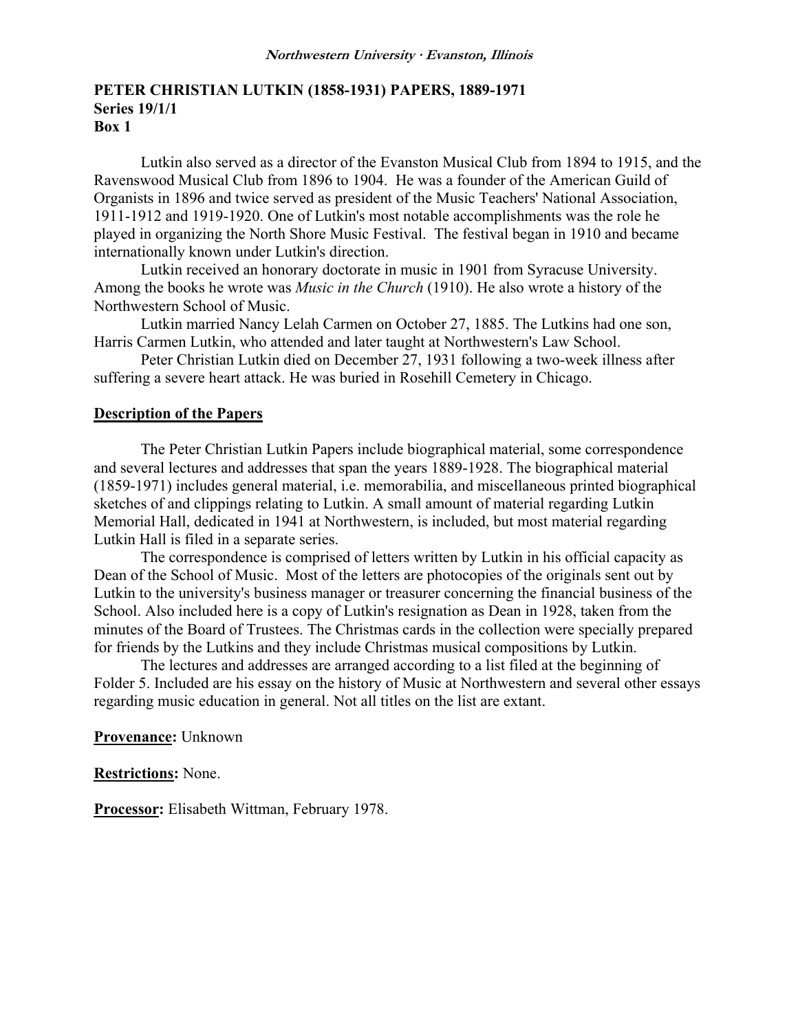**PETER CHRISTIAN LUTKIN (1858-1931) PAPERS, 1889-1971**
**Series 19/1/1**
**Box 1**

Lutkin also served as a director of the Evanston Musical Club from 1894 to 1915, and the Ravenswood Musical Club from 1896 to 1904. He was a founder of the American Guild of Organists in 1896 and twice served as president of the Music Teachers' National Association, 1911-1912 and 1919-1920. One of Lutkin's most notable accomplishments was the role he played in organizing the North Shore Music Festival. The festival began in 1910 and became internationally known under Lutkin's direction.

Lutkin received an honorary doctorate in music in 1901 from Syracuse University. Among the books he wrote was *Music in the Church* (1910). He also wrote a history of the Northwestern School of Music.

Lutkin married Nancy Lelah Carmen on October 27, 1885. The Lutkins had one son, Harris Carmen Lutkin, who attended and later taught at Northwestern's Law School.

Peter Christian Lutkin died on December 27, 1931 following a two-week illness after suffering a severe heart attack. He was buried in Rosehill Cemetery in Chicago.

## Description of the Papers

The Peter Christian Lutkin Papers include biographical material, some correspondence and several lectures and addresses that span the years 1889-1928. The biographical material (1859-1971) includes general material, i.e. memorabilia, and miscellaneous printed biographical sketches of and clippings relating to Lutkin. A small amount of material regarding Lutkin Memorial Hall, dedicated in 1941 at Northwestern, is included, but most material regarding Lutkin Hall is filed in a separate series.

The correspondence is comprised of letters written by Lutkin in his official capacity as Dean of the School of Music. Most of the letters are photocopies of the originals sent out by Lutkin to the university's business manager or treasurer concerning the financial business of the School. Also included here is a copy of Lutkin's resignation as Dean in 1928, taken from the minutes of the Board of Trustees. The Christmas cards in the collection were specially prepared for friends by the Lutkins and they include Christmas musical compositions by Lutkin.

The lectures and addresses are arranged according to a list filed at the beginning of Folder 5. Included are his essay on the history of Music at Northwestern and several other essays regarding music education in general. Not all titles on the list are extant.

**Provenance:** Unknown

**Restrictions:** None.

**Processor:** Elisabeth Wittman, February 1978.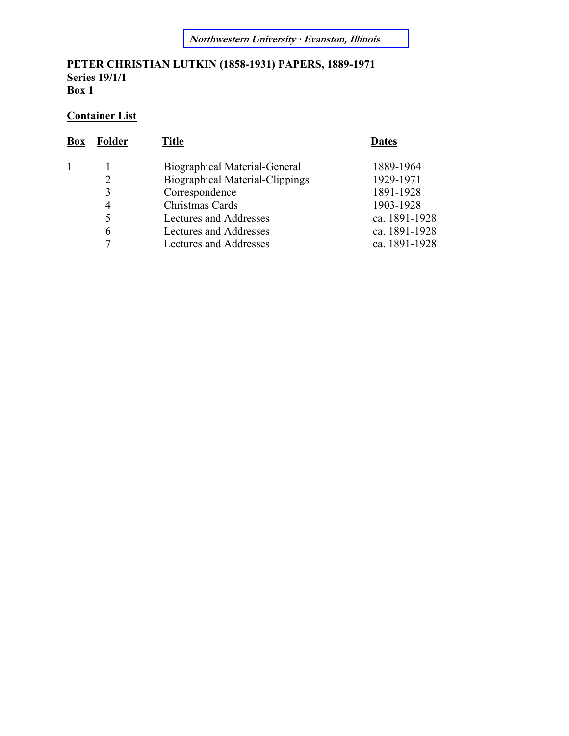*Northwestern University · Evanston, Illinois*

**PETER CHRISTIAN LUTKIN (1858-1931) PAPERS, 1889-1971**
**Series 19/1/1**
**Box 1**

## Container List

| Box | Folder | Title | Dates |
|---|---|---|---|
| 1 | 1 | Biographical Material-General | 1889-1964 |
| | 2 | Biographical Material-Clippings | 1929-1971 |
| | 3 | Correspondence | 1891-1928 |
| | 4 | Christmas Cards | 1903-1928 |
| | 5 | Lectures and Addresses | ca. 1891-1928 |
| | 6 | Lectures and Addresses | ca. 1891-1928 |
| | 7 | Lectures and Addresses | ca. 1891-1928 |